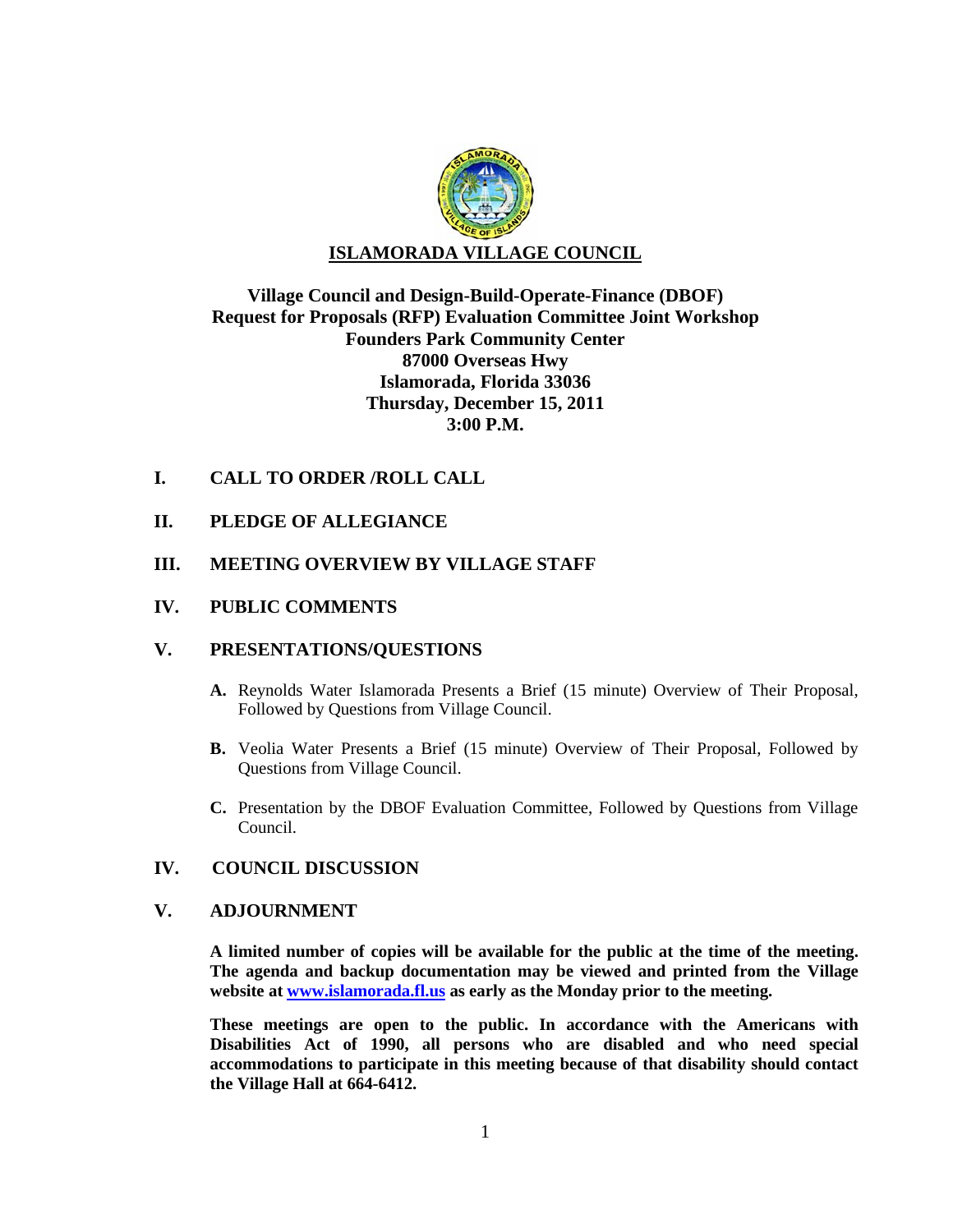# ISLAMORADA VILLAGE COUNCIL

**Village Council and Design-Build-Operate-Finance (DBOF) Request for Proposals (RFP) Evaluation Committee Joint Workshop**
**Founders Park Community Center**
**87000 Overseas Hwy**
**Islamorada, Florida 33036**
**Thursday, December 15, 2011**
**3:00 P.M.**

## I. CALL TO ORDER /ROLL CALL

## II. PLEDGE OF ALLEGIANCE

## III. MEETING OVERVIEW BY VILLAGE STAFF

## IV. PUBLIC COMMENTS

## V. PRESENTATIONS/QUESTIONS

- **A.** Reynolds Water Islamorada Presents a Brief (15 minute) Overview of Their Proposal, Followed by Questions from Village Council.
- **B.** Veolia Water Presents a Brief (15 minute) Overview of Their Proposal, Followed by Questions from Village Council.
- **C.** Presentation by the DBOF Evaluation Committee, Followed by Questions from Village Council.

## IV. COUNCIL DISCUSSION

## V. ADJOURNMENT

**A limited number of copies will be available for the public at the time of the meeting. The agenda and backup documentation may be viewed and printed from the Village website at www.islamorada.fl.us as early as the Monday prior to the meeting.**

**These meetings are open to the public. In accordance with the Americans with Disabilities Act of 1990, all persons who are disabled and who need special accommodations to participate in this meeting because of that disability should contact the Village Hall at 664-6412.**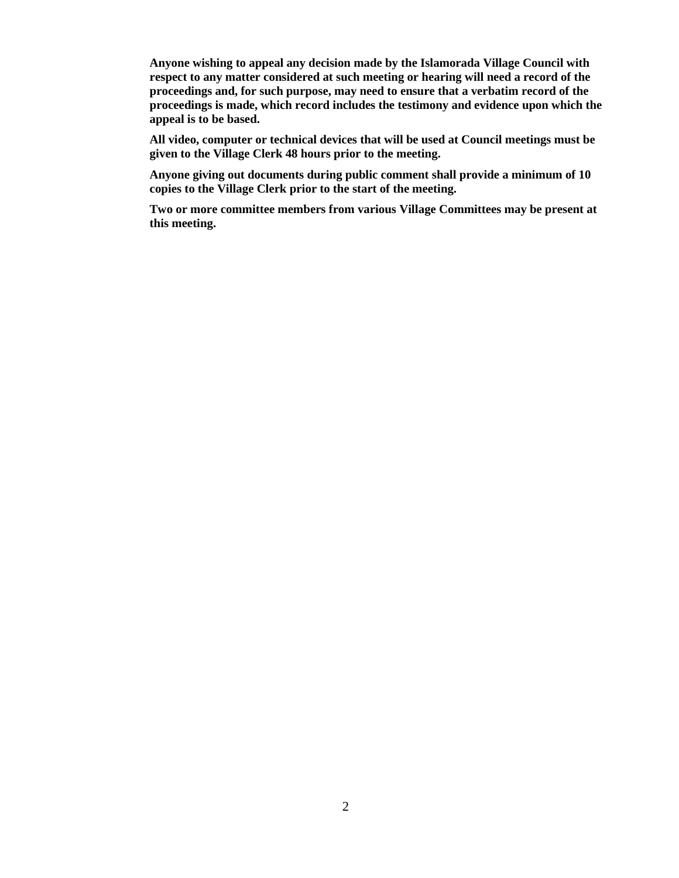**Anyone wishing to appeal any decision made by the Islamorada Village Council with respect to any matter considered at such meeting or hearing will need a record of the proceedings and, for such purpose, may need to ensure that a verbatim record of the proceedings is made, which record includes the testimony and evidence upon which the appeal is to be based.**

**All video, computer or technical devices that will be used at Council meetings must be given to the Village Clerk 48 hours prior to the meeting.**

**Anyone giving out documents during public comment shall provide a minimum of 10 copies to the Village Clerk prior to the start of the meeting.**

**Two or more committee members from various Village Committees may be present at this meeting.**